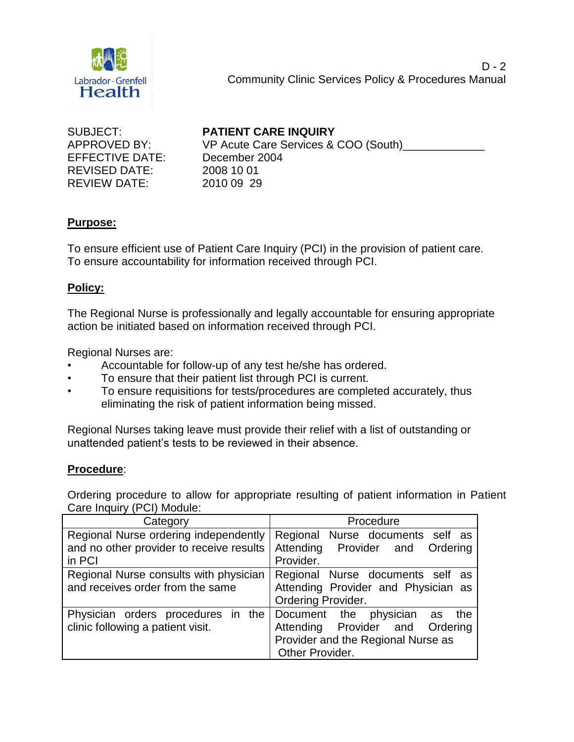Labrador-Grenfell Health

D - 2
Community Clinic Services Policy & Procedures Manual

SUBJECT: **PATIENT CARE INQUIRY**
APPROVED BY: VP Acute Care Services & COO (South)_____________
EFFECTIVE DATE: December 2004
REVISED DATE: 2008 10 01
REVIEW DATE: 2010 09 29

## Purpose:

To ensure efficient use of Patient Care Inquiry (PCI) in the provision of patient care.
To ensure accountability for information received through PCI.

## Policy:

The Regional Nurse is professionally and legally accountable for ensuring appropriate action be initiated based on information received through PCI.

Regional Nurses are:

- Accountable for follow-up of any test he/she has ordered.
- To ensure that their patient list through PCI is current.
- To ensure requisitions for tests/procedures are completed accurately, thus eliminating the risk of patient information being missed.

Regional Nurses taking leave must provide their relief with a list of outstanding or unattended patient's tests to be reviewed in their absence.

## Procedure:

Ordering procedure to allow for appropriate resulting of patient information in Patient Care Inquiry (PCI) Module:

| Category | Procedure |
| --- | --- |
| Regional Nurse ordering independently and no other provider to receive results in PCI | Regional Nurse documents self as Attending Provider and Ordering Provider. |
| Regional Nurse consults with physician and receives order from the same | Regional Nurse documents self as Attending Provider and Physician as Ordering Provider. |
| Physician orders procedures in the clinic following a patient visit. | Document the physician as the Attending Provider and Ordering Provider and the Regional Nurse as Other Provider. |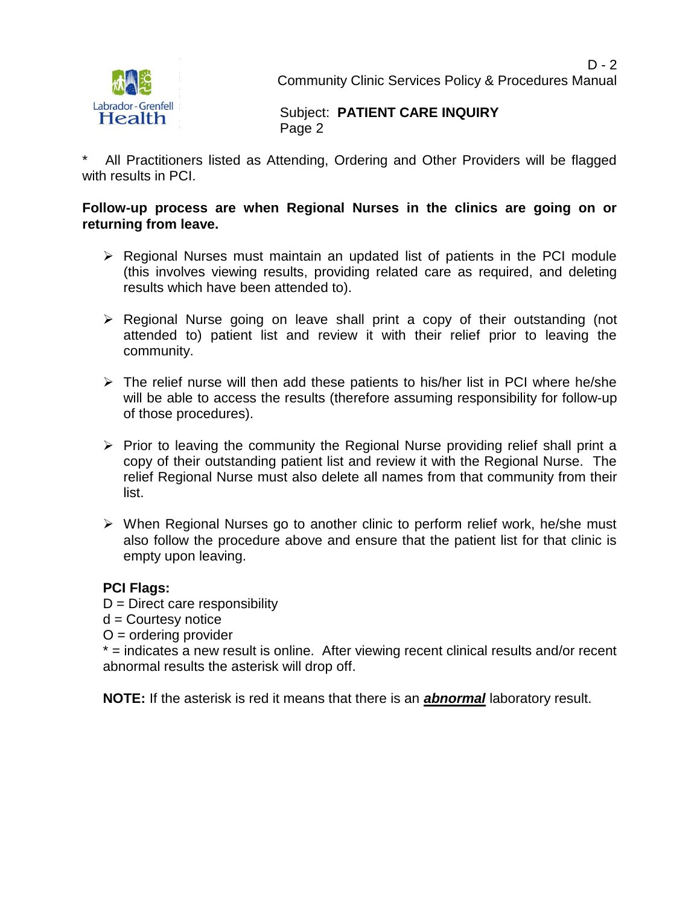* All Practitioners listed as Attending, Ordering and Other Providers will be flagged with results in PCI.

**Follow-up process are when Regional Nurses in the clinics are going on or returning from leave.**

- Regional Nurses must maintain an updated list of patients in the PCI module (this involves viewing results, providing related care as required, and deleting results which have been attended to).

- Regional Nurse going on leave shall print a copy of their outstanding (not attended to) patient list and review it with their relief prior to leaving the community.

- The relief nurse will then add these patients to his/her list in PCI where he/she will be able to access the results (therefore assuming responsibility for follow-up of those procedures).

- Prior to leaving the community the Regional Nurse providing relief shall print a copy of their outstanding patient list and review it with the Regional Nurse. The relief Regional Nurse must also delete all names from that community from their list.

- When Regional Nurses go to another clinic to perform relief work, he/she must also follow the procedure above and ensure that the patient list for that clinic is empty upon leaving.

**PCI Flags:**
D = Direct care responsibility
d = Courtesy notice
O = ordering provider
* = indicates a new result is online. After viewing recent clinical results and/or recent abnormal results the asterisk will drop off.

**NOTE:** If the asterisk is red it means that there is an ***abnormal*** laboratory result.